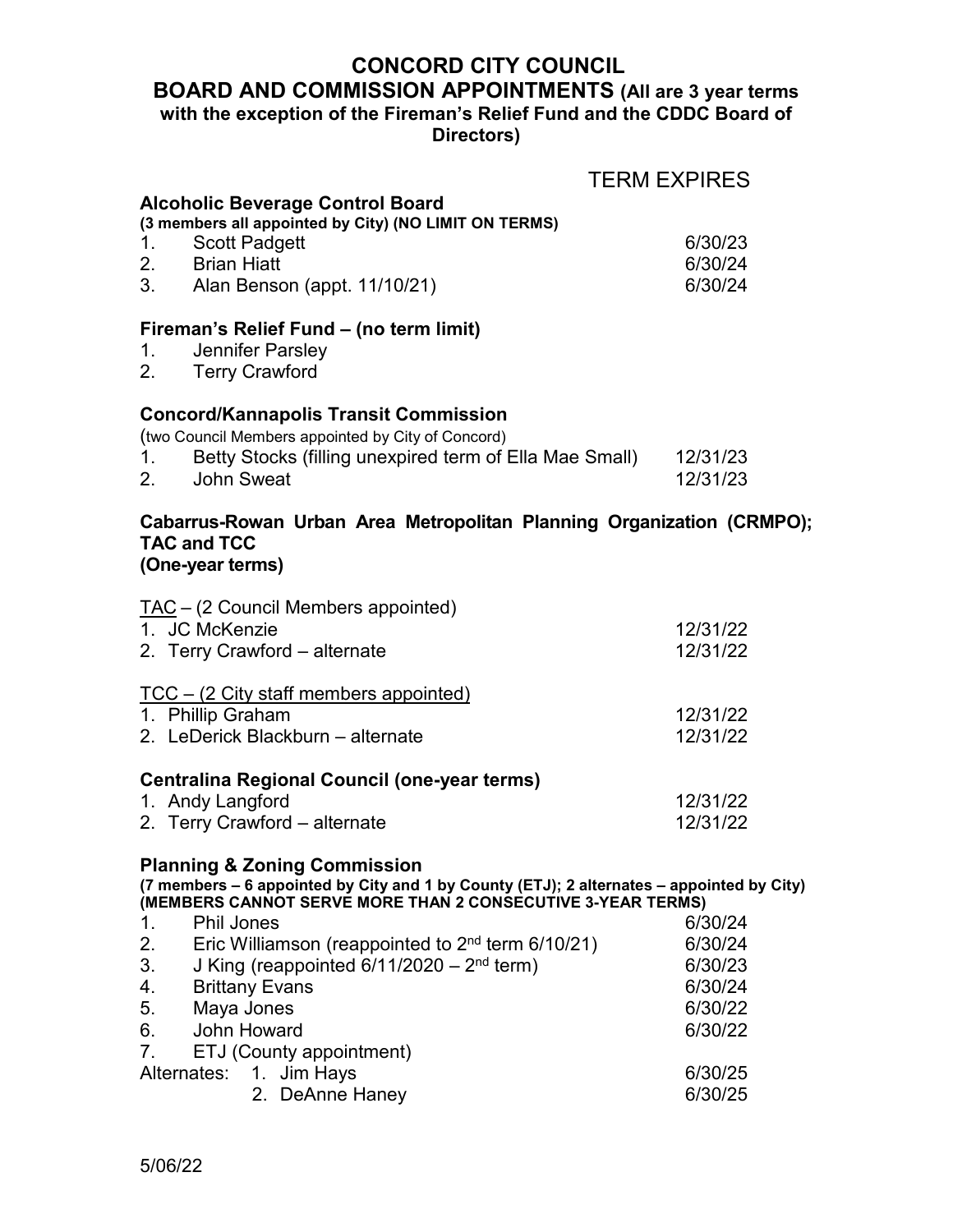# CONCORD CITY COUNCIL

## BOARD AND COMMISSION APPOINTMENTS (All are 3 year terms with the exception of the Fireman's Relief Fund and the CDDC Board of Directors)

TERM EXPIRES

### Alcoholic Beverage Control Board

**(3 members all appointed by City) (NO LIMIT ON TERMS)**

| | Name | Term Expires |
|---|---|---|
| 1. | Scott Padgett | 6/30/23 |
| 2. | Brian Hiatt | 6/30/24 |
| 3. | Alan Benson (appt. 11/10/21) | 6/30/24 |

### Fireman's Relief Fund – (no term limit)

1. Jennifer Parsley
2. Terry Crawford

### Concord/Kannapolis Transit Commission

(two Council Members appointed by City of Concord)

| | Name | Term Expires |
|---|---|---|
| 1. | Betty Stocks (filling unexpired term of Ella Mae Small) | 12/31/23 |
| 2. | John Sweat | 12/31/23 |

### Cabarrus-Rowan Urban Area Metropolitan Planning Organization (CRMPO); TAC and TCC

**(One-year terms)**

TAC – (2 Council Members appointed)

| | Name | Term Expires |
|---|---|---|
| 1. | JC McKenzie | 12/31/22 |
| 2. | Terry Crawford – alternate | 12/31/22 |

TCC – (2 City staff members appointed)

| | Name | Term Expires |
|---|---|---|
| 1. | Phillip Graham | 12/31/22 |
| 2. | LeDerick Blackburn – alternate | 12/31/22 |

### Centralina Regional Council (one-year terms)

| | Name | Term Expires |
|---|---|---|
| 1. | Andy Langford | 12/31/22 |
| 2. | Terry Crawford – alternate | 12/31/22 |

### Planning & Zoning Commission

**(7 members – 6 appointed by City and 1 by County (ETJ); 2 alternates – appointed by City) (MEMBERS CANNOT SERVE MORE THAN 2 CONSECUTIVE 3-YEAR TERMS)**

| | Name | Term Expires |
|---|---|---|
| 1. | Phil Jones | 6/30/24 |
| 2. | Eric Williamson (reappointed to 2nd term 6/10/21) | 6/30/24 |
| 3. | J King (reappointed 6/11/2020 – 2nd term) | 6/30/23 |
| 4. | Brittany Evans | 6/30/24 |
| 5. | Maya Jones | 6/30/22 |
| 6. | John Howard | 6/30/22 |
| 7. | ETJ (County appointment) | |
| Alternates: | 1. Jim Hays | 6/30/25 |
| | 2. DeAnne Haney | 6/30/25 |

5/06/22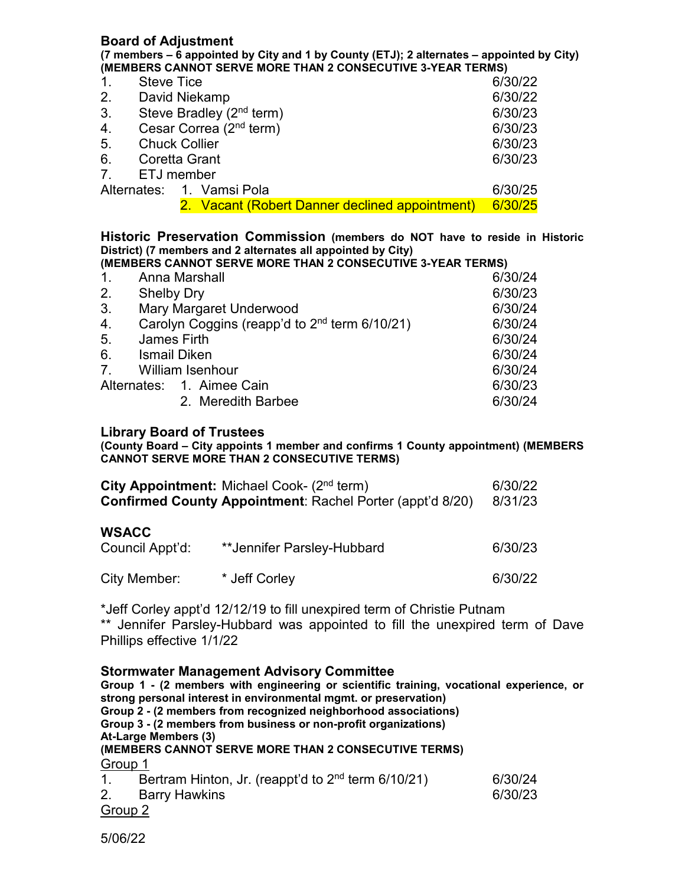**Board of Adjustment**

**(7 members – 6 appointed by City and 1 by County (ETJ); 2 alternates – appointed by City)**
**(MEMBERS CANNOT SERVE MORE THAN 2 CONSECUTIVE 3-YEAR TERMS)**

| | | |
|---|---|---|
| 1. | Steve Tice | 6/30/22 |
| 2. | David Niekamp | 6/30/22 |
| 3. | Steve Bradley (2nd term) | 6/30/23 |
| 4. | Cesar Correa (2nd term) | 6/30/23 |
| 5. | Chuck Collier | 6/30/23 |
| 6. | Coretta Grant | 6/30/23 |
| 7. | ETJ member | |
| Alternates: | 1. Vamsi Pola | 6/30/25 |
| | 2. Vacant (Robert Danner declined appointment) | 6/30/25 |

**Historic Preservation Commission (members do NOT have to reside in Historic District) (7 members and 2 alternates all appointed by City)**
**(MEMBERS CANNOT SERVE MORE THAN 2 CONSECUTIVE 3-YEAR TERMS)**

| | | |
|---|---|---|
| 1. | Anna Marshall | 6/30/24 |
| 2. | Shelby Dry | 6/30/23 |
| 3. | Mary Margaret Underwood | 6/30/24 |
| 4. | Carolyn Coggins (reapp'd to 2nd term 6/10/21) | 6/30/24 |
| 5. | James Firth | 6/30/24 |
| 6. | Ismail Diken | 6/30/24 |
| 7. | William Isenhour | 6/30/24 |
| Alternates: | 1. Aimee Cain | 6/30/23 |
| | 2. Meredith Barbee | 6/30/24 |

**Library Board of Trustees**

**(County Board – City appoints 1 member and confirms 1 County appointment) (MEMBERS CANNOT SERVE MORE THAN 2 CONSECUTIVE TERMS)**

| | |
|---|---|
| **City Appointment:** Michael Cook- (2nd term) | 6/30/22 |
| **Confirmed County Appointment**: Rachel Porter (appt'd 8/20) | 8/31/23 |

**WSACC**

| | | |
|---|---|---|
| Council Appt'd: | **Jennifer Parsley-Hubbard | 6/30/23 |
| City Member: | * Jeff Corley | 6/30/22 |

*Jeff Corley appt'd 12/12/19 to fill unexpired term of Christie Putnam
** Jennifer Parsley-Hubbard was appointed to fill the unexpired term of Dave Phillips effective 1/1/22

**Stormwater Management Advisory Committee**

**Group 1 - (2 members with engineering or scientific training, vocational experience, or strong personal interest in environmental mgmt. or preservation)**
**Group 2 - (2 members from recognized neighborhood associations)**
**Group 3 - (2 members from business or non-profit organizations)**
**At-Large Members (3)**
**(MEMBERS CANNOT SERVE MORE THAN 2 CONSECUTIVE TERMS)**

<u>Group 1</u>

| | | |
|---|---|---|
| 1. | Bertram Hinton, Jr. (reappt'd to 2nd term 6/10/21) | 6/30/24 |
| 2. | Barry Hawkins | 6/30/23 |

<u>Group 2</u>

5/06/22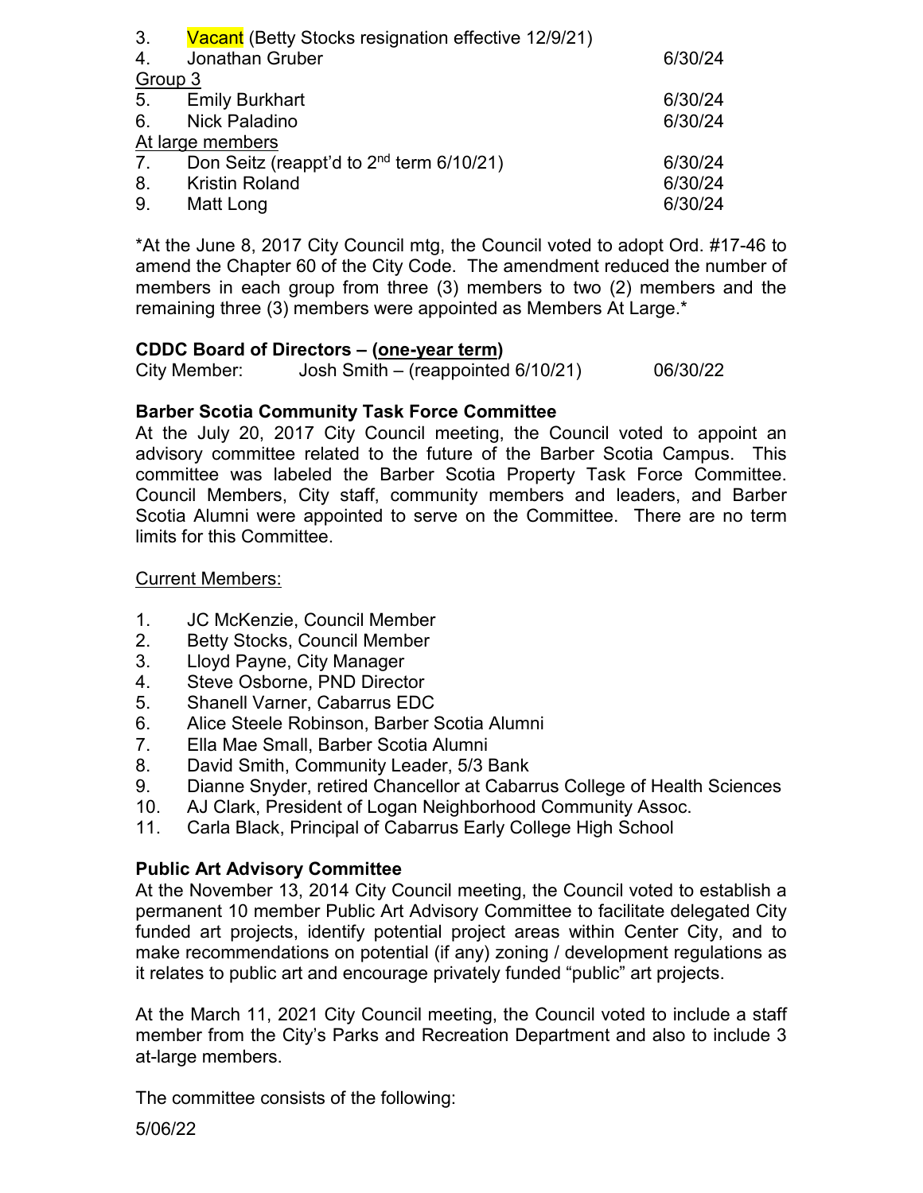| | | |
|---|---|---|
| 3. | Vacant (Betty Stocks resignation effective 12/9/21) | |
| 4. | Jonathan Gruber | 6/30/24 |
| Group 3 | | |
| 5. | Emily Burkhart | 6/30/24 |
| 6. | Nick Paladino | 6/30/24 |
| At large members | | |
| 7. | Don Seitz (reappt'd to 2nd term 6/10/21) | 6/30/24 |
| 8. | Kristin Roland | 6/30/24 |
| 9. | Matt Long | 6/30/24 |

*At the June 8, 2017 City Council mtg, the Council voted to adopt Ord. #17-46 to amend the Chapter 60 of the City Code. The amendment reduced the number of members in each group from three (3) members to two (2) members and the remaining three (3) members were appointed as Members At Large.*

**CDDC Board of Directors – (one-year term)**

City Member: Josh Smith – (reappointed 6/10/21) 06/30/22

**Barber Scotia Community Task Force Committee**

At the July 20, 2017 City Council meeting, the Council voted to appoint an advisory committee related to the future of the Barber Scotia Campus. This committee was labeled the Barber Scotia Property Task Force Committee. Council Members, City staff, community members and leaders, and Barber Scotia Alumni were appointed to serve on the Committee. There are no term limits for this Committee.

Current Members:

1. JC McKenzie, Council Member
2. Betty Stocks, Council Member
3. Lloyd Payne, City Manager
4. Steve Osborne, PND Director
5. Shanell Varner, Cabarrus EDC
6. Alice Steele Robinson, Barber Scotia Alumni
7. Ella Mae Small, Barber Scotia Alumni
8. David Smith, Community Leader, 5/3 Bank
9. Dianne Snyder, retired Chancellor at Cabarrus College of Health Sciences
10. AJ Clark, President of Logan Neighborhood Community Assoc.
11. Carla Black, Principal of Cabarrus Early College High School

**Public Art Advisory Committee**

At the November 13, 2014 City Council meeting, the Council voted to establish a permanent 10 member Public Art Advisory Committee to facilitate delegated City funded art projects, identify potential project areas within Center City, and to make recommendations on potential (if any) zoning / development regulations as it relates to public art and encourage privately funded "public" art projects.

At the March 11, 2021 City Council meeting, the Council voted to include a staff member from the City's Parks and Recreation Department and also to include 3 at-large members.

The committee consists of the following:

5/06/22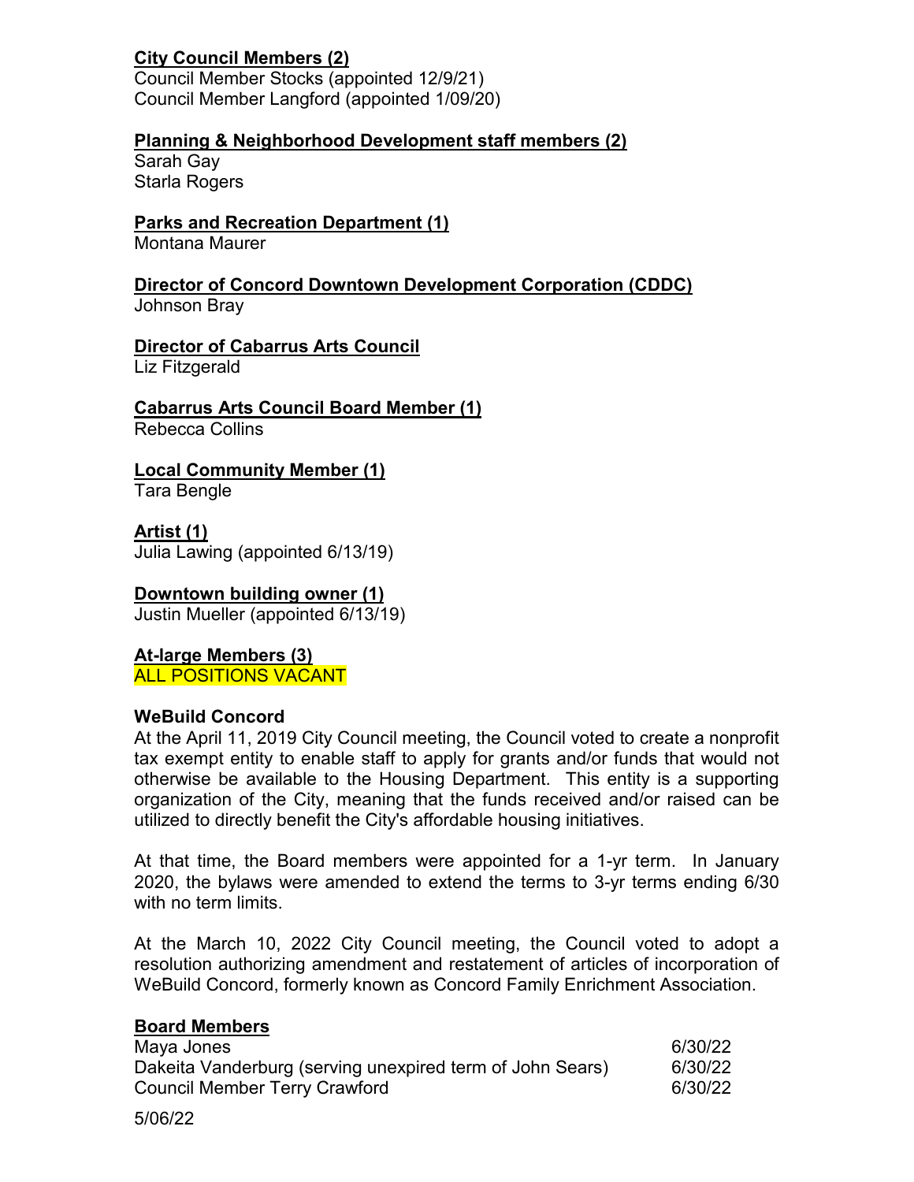**City Council Members (2)**
Council Member Stocks (appointed 12/9/21)
Council Member Langford (appointed 1/09/20)

**Planning & Neighborhood Development staff members (2)**
Sarah Gay
Starla Rogers

**Parks and Recreation Department (1)**
Montana Maurer

**Director of Concord Downtown Development Corporation (CDDC)**
Johnson Bray

**Director of Cabarrus Arts Council**
Liz Fitzgerald

**Cabarrus Arts Council Board Member (1)**
Rebecca Collins

**Local Community Member (1)**
Tara Bengle

**Artist (1)**
Julia Lawing (appointed 6/13/19)

**Downtown building owner (1)**
Justin Mueller (appointed 6/13/19)

**At-large Members (3)**
ALL POSITIONS VACANT

## WeBuild Concord

At the April 11, 2019 City Council meeting, the Council voted to create a nonprofit tax exempt entity to enable staff to apply for grants and/or funds that would not otherwise be available to the Housing Department. This entity is a supporting organization of the City, meaning that the funds received and/or raised can be utilized to directly benefit the City's affordable housing initiatives.

At that time, the Board members were appointed for a 1-yr term. In January 2020, the bylaws were amended to extend the terms to 3-yr terms ending 6/30 with no term limits.

At the March 10, 2022 City Council meeting, the Council voted to adopt a resolution authorizing amendment and restatement of articles of incorporation of WeBuild Concord, formerly known as Concord Family Enrichment Association.

**Board Members**

| | |
|---|---|
| Maya Jones | 6/30/22 |
| Dakeita Vanderburg (serving unexpired term of John Sears) | 6/30/22 |
| Council Member Terry Crawford | 6/30/22 |

5/06/22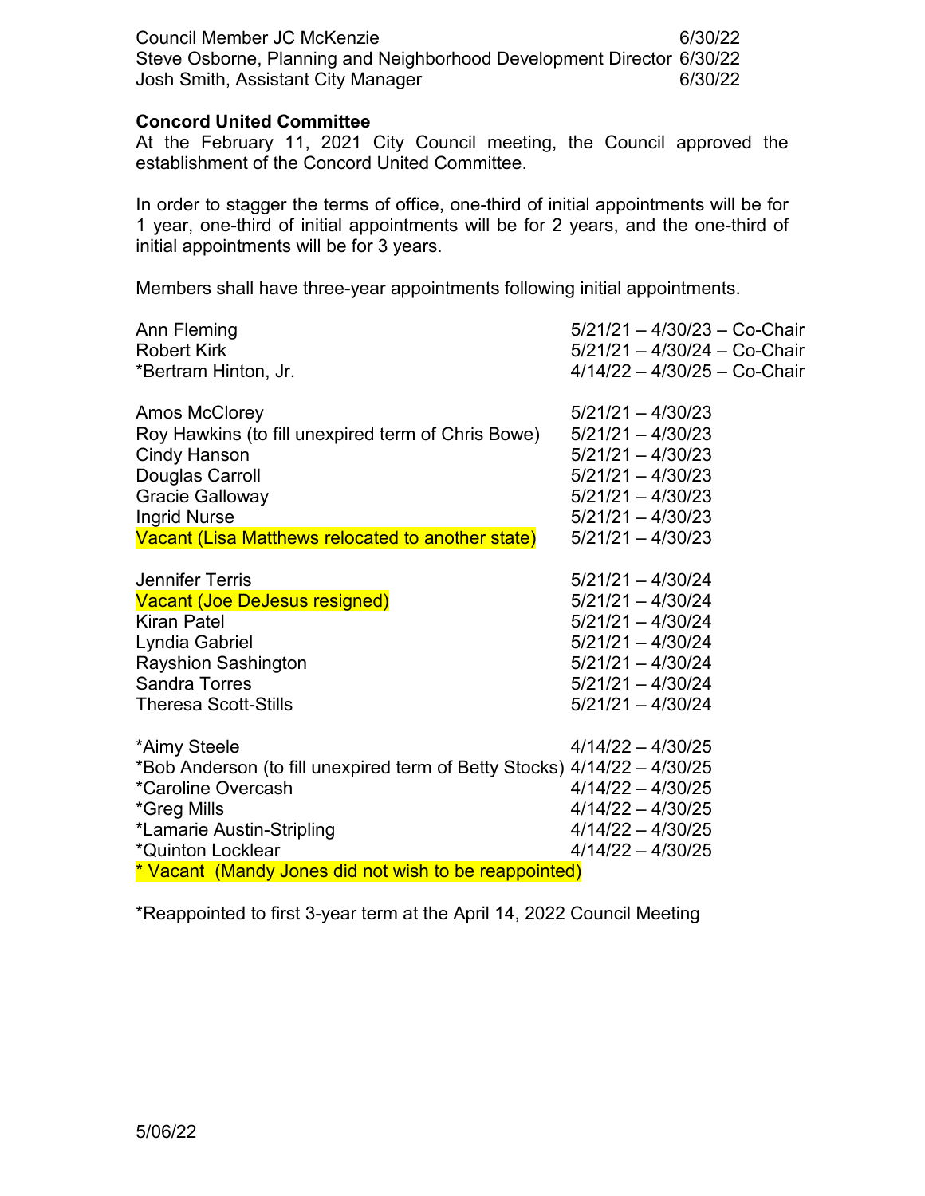| | |
|---|---|
| Council Member JC McKenzie | 6/30/22 |
| Steve Osborne, Planning and Neighborhood Development Director | 6/30/22 |
| Josh Smith, Assistant City Manager | 6/30/22 |

**Concord United Committee**

At the February 11, 2021 City Council meeting, the Council approved the establishment of the Concord United Committee.

In order to stagger the terms of office, one-third of initial appointments will be for 1 year, one-third of initial appointments will be for 2 years, and the one-third of initial appointments will be for 3 years.

Members shall have three-year appointments following initial appointments.

| | |
|---|---|
| Ann Fleming | 5/21/21 – 4/30/23 – Co-Chair |
| Robert Kirk | 5/21/21 – 4/30/24 – Co-Chair |
| *Bertram Hinton, Jr. | 4/14/22 – 4/30/25 – Co-Chair |
| | |
| Amos McClorey | 5/21/21 – 4/30/23 |
| Roy Hawkins (to fill unexpired term of Chris Bowe) | 5/21/21 – 4/30/23 |
| Cindy Hanson | 5/21/21 – 4/30/23 |
| Douglas Carroll | 5/21/21 – 4/30/23 |
| Gracie Galloway | 5/21/21 – 4/30/23 |
| Ingrid Nurse | 5/21/21 – 4/30/23 |
| Vacant (Lisa Matthews relocated to another state) | 5/21/21 – 4/30/23 |
| | |
| Jennifer Terris | 5/21/21 – 4/30/24 |
| Vacant (Joe DeJesus resigned) | 5/21/21 – 4/30/24 |
| Kiran Patel | 5/21/21 – 4/30/24 |
| Lyndia Gabriel | 5/21/21 – 4/30/24 |
| Rayshion Sashington | 5/21/21 – 4/30/24 |
| Sandra Torres | 5/21/21 – 4/30/24 |
| Theresa Scott-Stills | 5/21/21 – 4/30/24 |
| | |
| *Aimy Steele | 4/14/22 – 4/30/25 |
| *Bob Anderson (to fill unexpired term of Betty Stocks) | 4/14/22 – 4/30/25 |
| *Caroline Overcash | 4/14/22 – 4/30/25 |
| *Greg Mills | 4/14/22 – 4/30/25 |
| *Lamarie Austin-Stripling | 4/14/22 – 4/30/25 |
| *Quinton Locklear | 4/14/22 – 4/30/25 |
| * Vacant (Mandy Jones did not wish to be reappointed) | |

*Reappointed to first 3-year term at the April 14, 2022 Council Meeting

5/06/22